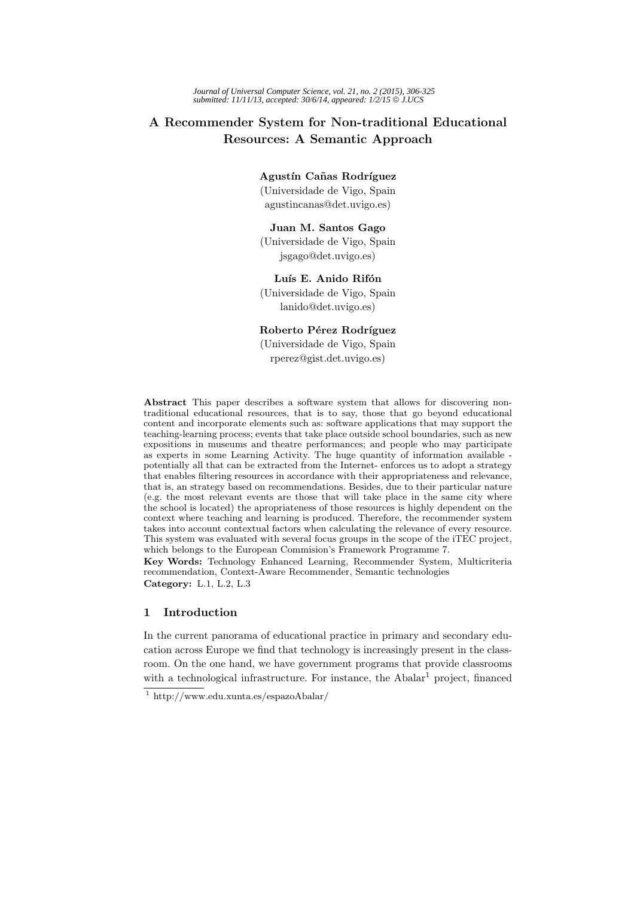# A Recommender System for Non-traditional Educational Resources: A Semantic Approach

**Agustín Cañas Rodríguez**
(Universidade de Vigo, Spain
agustincanas@det.uvigo.es)

**Juan M. Santos Gago**
(Universidade de Vigo, Spain
jsgago@det.uvigo.es)

**Luís E. Anido Rifón**
(Universidade de Vigo, Spain
lanido@det.uvigo.es)

**Roberto Pérez Rodríguez**
(Universidade de Vigo, Spain
rperez@gist.det.uvigo.es)

**Abstract** This paper describes a software system that allows for discovering non-traditional educational resources, that is to say, those that go beyond educational content and incorporate elements such as: software applications that may support the teaching-learning process; events that take place outside school boundaries, such as new expositions in museums and theatre performances; and people who may participate as experts in some Learning Activity. The huge quantity of information available - potentially all that can be extracted from the Internet- enforces us to adopt a strategy that enables filtering resources in accordance with their appropriateness and relevance, that is, an strategy based on recommendations. Besides, due to their particular nature (e.g. the most relevant events are those that will take place in the same city where the school is located) the apropriateness of those resources is highly dependent on the context where teaching and learning is produced. Therefore, the recommender system takes into account contextual factors when calculating the relevance of every resource. This system was evaluated with several focus groups in the scope of the iTEC project, which belongs to the European Commision's Framework Programme 7.

**Key Words:** Technology Enhanced Learning, Recommender System, Multicriteria recommendation, Context-Aware Recommender, Semantic technologies

**Category:** L.1, L.2, L.3

## 1 Introduction

In the current panorama of educational practice in primary and secondary education across Europe we find that technology is increasingly present in the classroom. On the one hand, we have government programs that provide classrooms with a technological infrastructure. For instance, the Abalar[1] project, financed

[1] http://www.edu.xunta.es/espazoAbalar/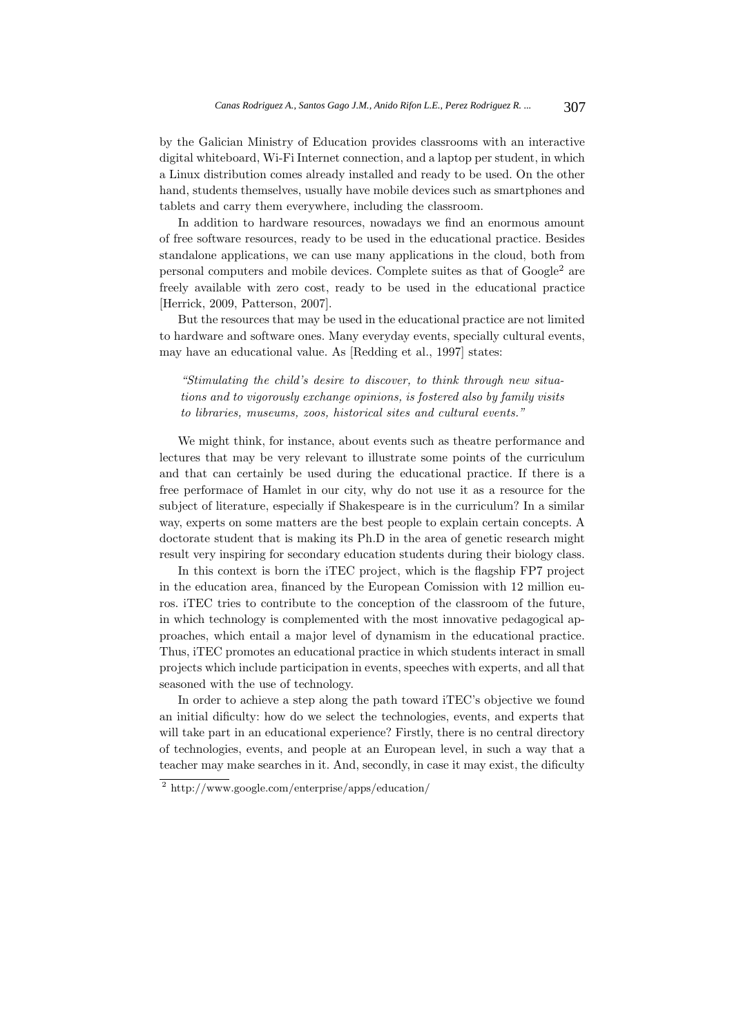by the Galician Ministry of Education provides classrooms with an interactive digital whiteboard, Wi-Fi Internet connection, and a laptop per student, in which a Linux distribution comes already installed and ready to be used. On the other hand, students themselves, usually have mobile devices such as smartphones and tablets and carry them everywhere, including the classroom.

In addition to hardware resources, nowadays we find an enormous amount of free software resources, ready to be used in the educational practice. Besides standalone applications, we can use many applications in the cloud, both from personal computers and mobile devices. Complete suites as that of Google[2] are freely available with zero cost, ready to be used in the educational practice [Herrick, 2009, Patterson, 2007].

But the resources that may be used in the educational practice are not limited to hardware and software ones. Many everyday events, specially cultural events, may have an educational value. As [Redding et al., 1997] states:

> *"Stimulating the child's desire to discover, to think through new situations and to vigorously exchange opinions, is fostered also by family visits to libraries, museums, zoos, historical sites and cultural events."*

We might think, for instance, about events such as theatre performance and lectures that may be very relevant to illustrate some points of the curriculum and that can certainly be used during the educational practice. If there is a free performace of Hamlet in our city, why do not use it as a resource for the subject of literature, especially if Shakespeare is in the curriculum? In a similar way, experts on some matters are the best people to explain certain concepts. A doctorate student that is making its Ph.D in the area of genetic research might result very inspiring for secondary education students during their biology class.

In this context is born the iTEC project, which is the flagship FP7 project in the education area, financed by the European Comission with 12 million euros. iTEC tries to contribute to the conception of the classroom of the future, in which technology is complemented with the most innovative pedagogical approaches, which entail a major level of dynamism in the educational practice. Thus, iTEC promotes an educational practice in which students interact in small projects which include participation in events, speeches with experts, and all that seasoned with the use of technology.

In order to achieve a step along the path toward iTEC's objective we found an initial dificulty: how do we select the technologies, events, and experts that will take part in an educational experience? Firstly, there is no central directory of technologies, events, and people at an European level, in such a way that a teacher may make searches in it. And, secondly, in case it may exist, the dificulty

[2] http://www.google.com/enterprise/apps/education/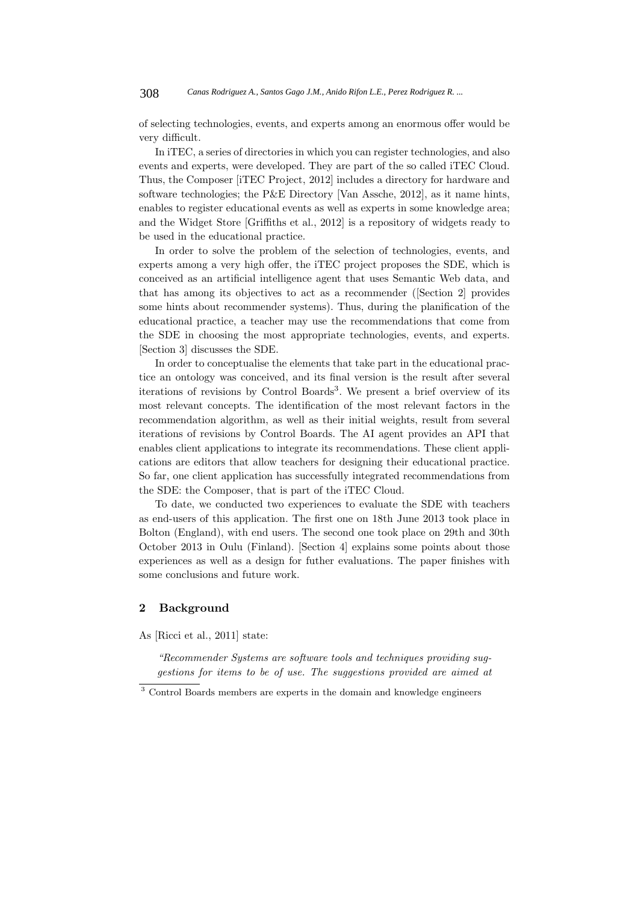of selecting technologies, events, and experts among an enormous offer would be very difficult.

In iTEC, a series of directories in which you can register technologies, and also events and experts, were developed. They are part of the so called iTEC Cloud. Thus, the Composer [iTEC Project, 2012] includes a directory for hardware and software technologies; the P&E Directory [Van Assche, 2012], as it name hints, enables to register educational events as well as experts in some knowledge area; and the Widget Store [Griffiths et al., 2012] is a repository of widgets ready to be used in the educational practice.

In order to solve the problem of the selection of technologies, events, and experts among a very high offer, the iTEC project proposes the SDE, which is conceived as an artificial intelligence agent that uses Semantic Web data, and that has among its objectives to act as a recommender ([Section 2] provides some hints about recommender systems). Thus, during the planification of the educational practice, a teacher may use the recommendations that come from the SDE in choosing the most appropriate technologies, events, and experts. [Section 3] discusses the SDE.

In order to conceptualise the elements that take part in the educational practice an ontology was conceived, and its final version is the result after several iterations of revisions by Control Boards[3]. We present a brief overview of its most relevant concepts. The identification of the most relevant factors in the recommendation algorithm, as well as their initial weights, result from several iterations of revisions by Control Boards. The AI agent provides an API that enables client applications to integrate its recommendations. These client applications are editors that allow teachers for designing their educational practice. So far, one client application has successfully integrated recommendations from the SDE: the Composer, that is part of the iTEC Cloud.

To date, we conducted two experiences to evaluate the SDE with teachers as end-users of this application. The first one on 18th June 2013 took place in Bolton (England), with end users. The second one took place on 29th and 30th October 2013 in Oulu (Finland). [Section 4] explains some points about those experiences as well as a design for futher evaluations. The paper finishes with some conclusions and future work.

## 2 Background

As [Ricci et al., 2011] state:

> *"Recommender Systems are software tools and techniques providing suggestions for items to be of use. The suggestions provided are aimed at*

[3] Control Boards members are experts in the domain and knowledge engineers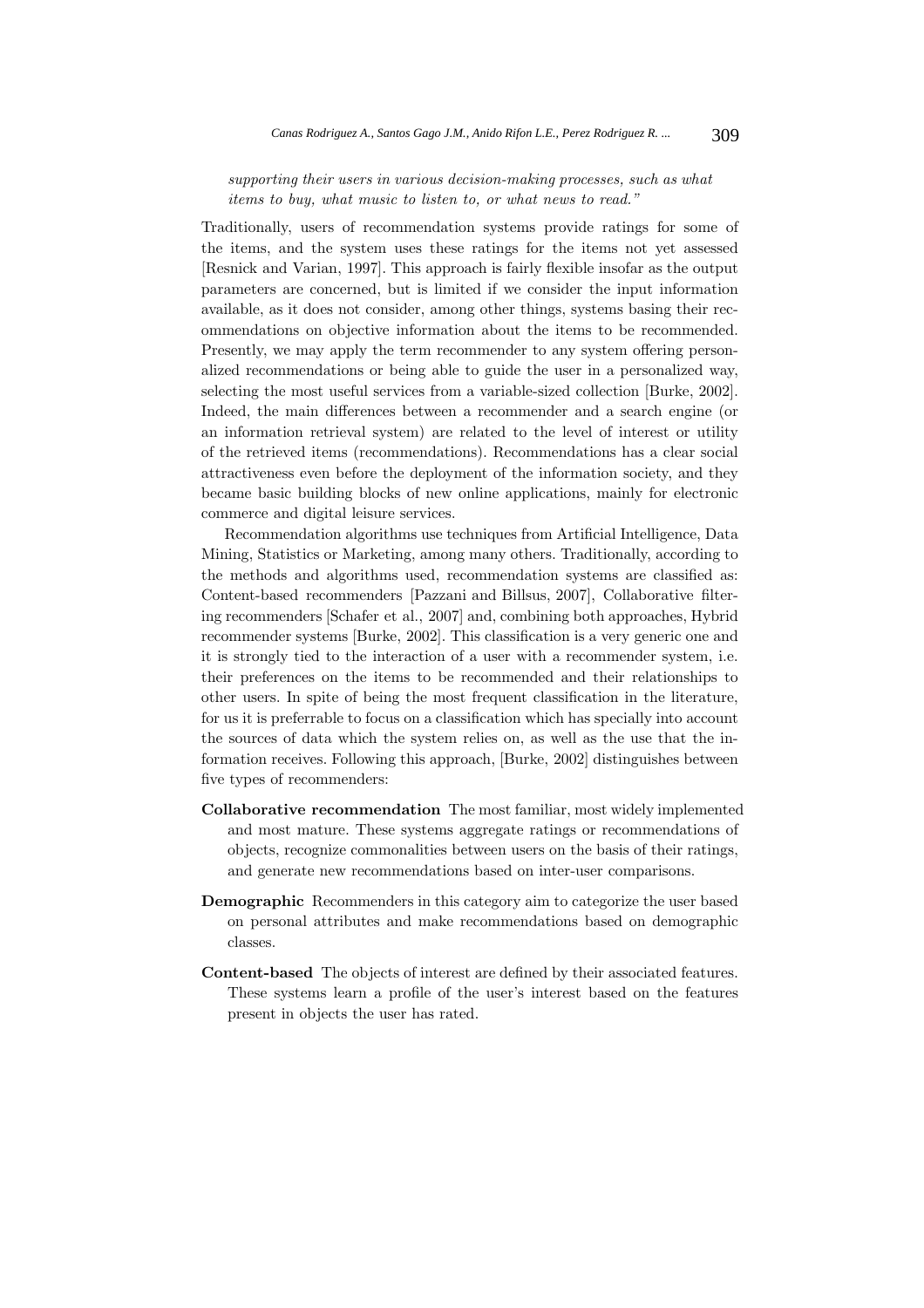*supporting their users in various decision-making processes, such as what items to buy, what music to listen to, or what news to read."*

Traditionally, users of recommendation systems provide ratings for some of the items, and the system uses these ratings for the items not yet assessed [Resnick and Varian, 1997]. This approach is fairly flexible insofar as the output parameters are concerned, but is limited if we consider the input information available, as it does not consider, among other things, systems basing their recommendations on objective information about the items to be recommended. Presently, we may apply the term recommender to any system offering personalized recommendations or being able to guide the user in a personalized way, selecting the most useful services from a variable-sized collection [Burke, 2002]. Indeed, the main differences between a recommender and a search engine (or an information retrieval system) are related to the level of interest or utility of the retrieved items (recommendations). Recommendations has a clear social attractiveness even before the deployment of the information society, and they became basic building blocks of new online applications, mainly for electronic commerce and digital leisure services.

Recommendation algorithms use techniques from Artificial Intelligence, Data Mining, Statistics or Marketing, among many others. Traditionally, according to the methods and algorithms used, recommendation systems are classified as: Content-based recommenders [Pazzani and Billsus, 2007], Collaborative filtering recommenders [Schafer et al., 2007] and, combining both approaches, Hybrid recommender systems [Burke, 2002]. This classification is a very generic one and it is strongly tied to the interaction of a user with a recommender system, i.e. their preferences on the items to be recommended and their relationships to other users. In spite of being the most frequent classification in the literature, for us it is preferrable to focus on a classification which has specially into account the sources of data which the system relies on, as well as the use that the information receives. Following this approach, [Burke, 2002] distinguishes between five types of recommenders:

- **Collaborative recommendation** The most familiar, most widely implemented and most mature. These systems aggregate ratings or recommendations of objects, recognize commonalities between users on the basis of their ratings, and generate new recommendations based on inter-user comparisons.
- **Demographic** Recommenders in this category aim to categorize the user based on personal attributes and make recommendations based on demographic classes.
- **Content-based** The objects of interest are defined by their associated features. These systems learn a profile of the user's interest based on the features present in objects the user has rated.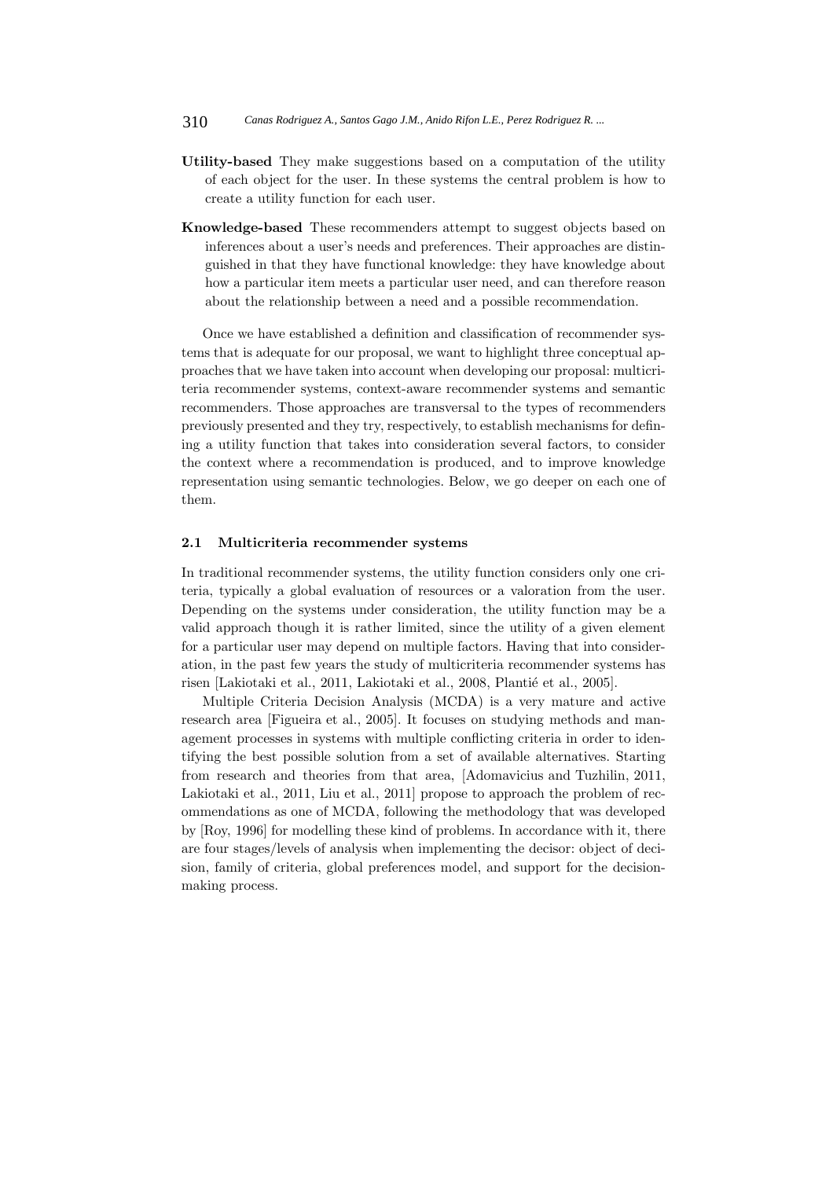**Utility-based** They make suggestions based on a computation of the utility of each object for the user. In these systems the central problem is how to create a utility function for each user.

**Knowledge-based** These recommenders attempt to suggest objects based on inferences about a user's needs and preferences. Their approaches are distinguished in that they have functional knowledge: they have knowledge about how a particular item meets a particular user need, and can therefore reason about the relationship between a need and a possible recommendation.

Once we have established a definition and classification of recommender systems that is adequate for our proposal, we want to highlight three conceptual approaches that we have taken into account when developing our proposal: multicriteria recommender systems, context-aware recommender systems and semantic recommenders. Those approaches are transversal to the types of recommenders previously presented and they try, respectively, to establish mechanisms for defining a utility function that takes into consideration several factors, to consider the context where a recommendation is produced, and to improve knowledge representation using semantic technologies. Below, we go deeper on each one of them.

### 2.1 Multicriteria recommender systems

In traditional recommender systems, the utility function considers only one criteria, typically a global evaluation of resources or a valoration from the user. Depending on the systems under consideration, the utility function may be a valid approach though it is rather limited, since the utility of a given element for a particular user may depend on multiple factors. Having that into consideration, in the past few years the study of multicriteria recommender systems has risen [Lakiotaki et al., 2011, Lakiotaki et al., 2008, Plantié et al., 2005].

Multiple Criteria Decision Analysis (MCDA) is a very mature and active research area [Figueira et al., 2005]. It focuses on studying methods and management processes in systems with multiple conflicting criteria in order to identifying the best possible solution from a set of available alternatives. Starting from research and theories from that area, [Adomavicius and Tuzhilin, 2011, Lakiotaki et al., 2011, Liu et al., 2011] propose to approach the problem of recommendations as one of MCDA, following the methodology that was developed by [Roy, 1996] for modelling these kind of problems. In accordance with it, there are four stages/levels of analysis when implementing the decisor: object of decision, family of criteria, global preferences model, and support for the decision-making process.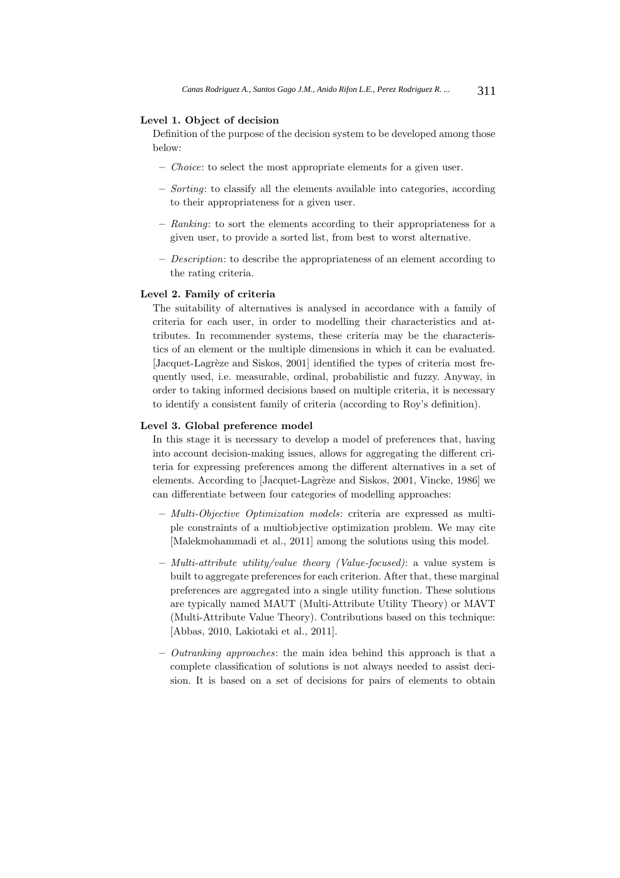**Level 1. Object of decision**

Definition of the purpose of the decision system to be developed among those below:

- *Choice*: to select the most appropriate elements for a given user.
- *Sorting*: to classify all the elements available into categories, according to their appropriateness for a given user.
- *Ranking*: to sort the elements according to their appropriateness for a given user, to provide a sorted list, from best to worst alternative.
- *Description*: to describe the appropriateness of an element according to the rating criteria.

**Level 2. Family of criteria**

The suitability of alternatives is analysed in accordance with a family of criteria for each user, in order to modelling their characteristics and attributes. In recommender systems, these criteria may be the characteristics of an element or the multiple dimensions in which it can be evaluated. [Jacquet-Lagrèze and Siskos, 2001] identified the types of criteria most frequently used, i.e. measurable, ordinal, probabilistic and fuzzy. Anyway, in order to taking informed decisions based on multiple criteria, it is necessary to identify a consistent family of criteria (according to Roy's definition).

**Level 3. Global preference model**

In this stage it is necessary to develop a model of preferences that, having into account decision-making issues, allows for aggregating the different criteria for expressing preferences among the different alternatives in a set of elements. According to [Jacquet-Lagrèze and Siskos, 2001, Vincke, 1986] we can differentiate between four categories of modelling approaches:

- *Multi-Objective Optimization models*: criteria are expressed as multiple constraints of a multiobjective optimization problem. We may cite [Malekmohammadi et al., 2011] among the solutions using this model.
- *Multi-attribute utility/value theory (Value-focused)*: a value system is built to aggregate preferences for each criterion. After that, these marginal preferences are aggregated into a single utility function. These solutions are typically named MAUT (Multi-Attribute Utility Theory) or MAVT (Multi-Attribute Value Theory). Contributions based on this technique: [Abbas, 2010, Lakiotaki et al., 2011].
- *Outranking approaches*: the main idea behind this approach is that a complete classification of solutions is not always needed to assist decision. It is based on a set of decisions for pairs of elements to obtain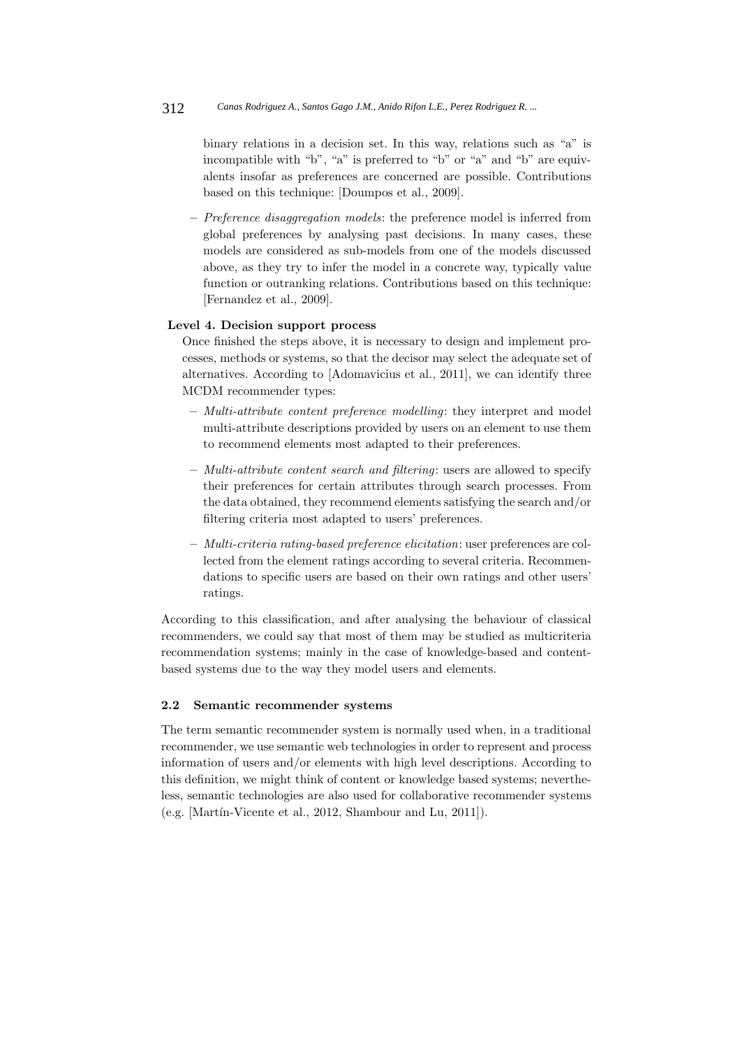binary relations in a decision set. In this way, relations such as "a" is incompatible with "b", "a" is preferred to "b" or "a" and "b" are equivalents insofar as preferences are concerned are possible. Contributions based on this technique: [Doumpos et al., 2009].

– *Preference disaggregation models*: the preference model is inferred from global preferences by analysing past decisions. In many cases, these models are considered as sub-models from one of the models discussed above, as they try to infer the model in a concrete way, typically value function or outranking relations. Contributions based on this technique: [Fernandez et al., 2009].

**Level 4. Decision support process**

Once finished the steps above, it is necessary to design and implement processes, methods or systems, so that the decisor may select the adequate set of alternatives. According to [Adomavicius et al., 2011], we can identify three MCDM recommender types:

– *Multi-attribute content preference modelling*: they interpret and model multi-attribute descriptions provided by users on an element to use them to recommend elements most adapted to their preferences.

– *Multi-attribute content search and filtering*: users are allowed to specify their preferences for certain attributes through search processes. From the data obtained, they recommend elements satisfying the search and/or filtering criteria most adapted to users' preferences.

– *Multi-criteria rating-based preference elicitation*: user preferences are collected from the element ratings according to several criteria. Recommendations to specific users are based on their own ratings and other users' ratings.

According to this classification, and after analysing the behaviour of classical recommenders, we could say that most of them may be studied as multicriteria recommendation systems; mainly in the case of knowledge-based and content-based systems due to the way they model users and elements.

### 2.2 Semantic recommender systems

The term semantic recommender system is normally used when, in a traditional recommender, we use semantic web technologies in order to represent and process information of users and/or elements with high level descriptions. According to this definition, we might think of content or knowledge based systems; nevertheless, semantic technologies are also used for collaborative recommender systems (e.g. [Martín-Vicente et al., 2012, Shambour and Lu, 2011]).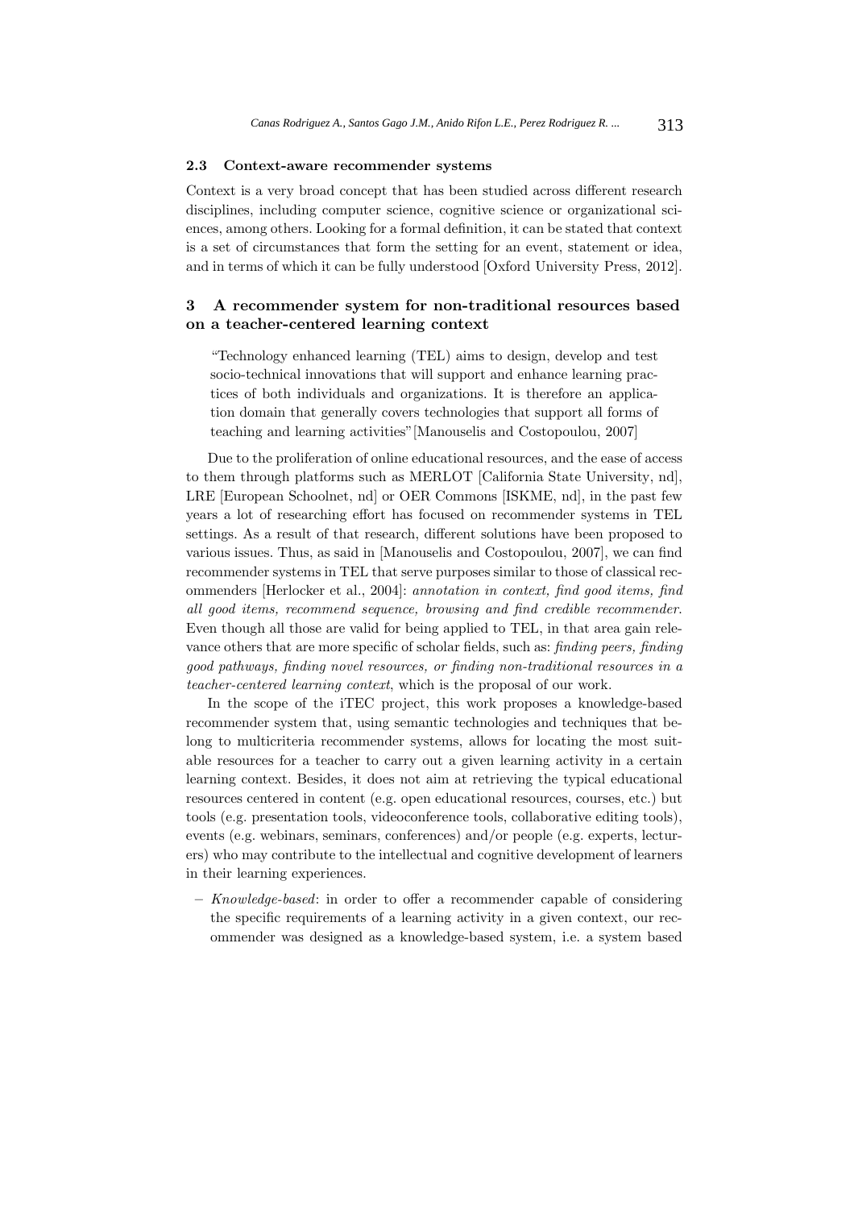### 2.3 Context-aware recommender systems

Context is a very broad concept that has been studied across different research disciplines, including computer science, cognitive science or organizational sciences, among others. Looking for a formal definition, it can be stated that context is a set of circumstances that form the setting for an event, statement or idea, and in terms of which it can be fully understood [Oxford University Press, 2012].

## 3 A recommender system for non-traditional resources based on a teacher-centered learning context

> "Technology enhanced learning (TEL) aims to design, develop and test socio-technical innovations that will support and enhance learning practices of both individuals and organizations. It is therefore an application domain that generally covers technologies that support all forms of teaching and learning activities"[Manouselis and Costopoulou, 2007]

Due to the proliferation of online educational resources, and the ease of access to them through platforms such as MERLOT [California State University, nd], LRE [European Schoolnet, nd] or OER Commons [ISKME, nd], in the past few years a lot of researching effort has focused on recommender systems in TEL settings. As a result of that research, different solutions have been proposed to various issues. Thus, as said in [Manouselis and Costopoulou, 2007], we can find recommender systems in TEL that serve purposes similar to those of classical recommenders [Herlocker et al., 2004]: *annotation in context, find good items, find all good items, recommend sequence, browsing and find credible recommender.* Even though all those are valid for being applied to TEL, in that area gain relevance others that are more specific of scholar fields, such as: *finding peers, finding good pathways, finding novel resources, or finding non-traditional resources in a teacher-centered learning context*, which is the proposal of our work.

In the scope of the iTEC project, this work proposes a knowledge-based recommender system that, using semantic technologies and techniques that belong to multicriteria recommender systems, allows for locating the most suitable resources for a teacher to carry out a given learning activity in a certain learning context. Besides, it does not aim at retrieving the typical educational resources centered in content (e.g. open educational resources, courses, etc.) but tools (e.g. presentation tools, videoconference tools, collaborative editing tools), events (e.g. webinars, seminars, conferences) and/or people (e.g. experts, lecturers) who may contribute to the intellectual and cognitive development of learners in their learning experiences.

- *Knowledge-based*: in order to offer a recommender capable of considering the specific requirements of a learning activity in a given context, our recommender was designed as a knowledge-based system, i.e. a system based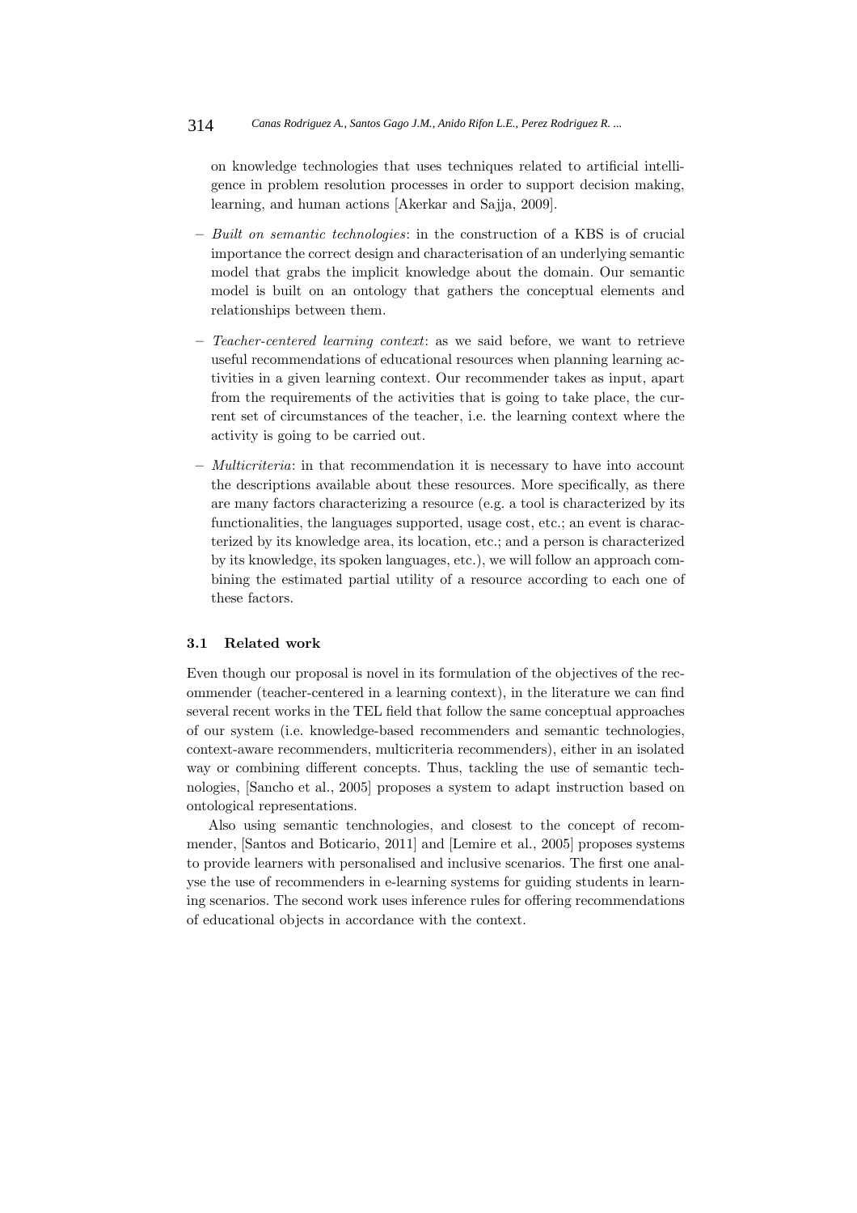on knowledge technologies that uses techniques related to artificial intelligence in problem resolution processes in order to support decision making, learning, and human actions [Akerkar and Sajja, 2009].

- *Built on semantic technologies*: in the construction of a KBS is of crucial importance the correct design and characterisation of an underlying semantic model that grabs the implicit knowledge about the domain. Our semantic model is built on an ontology that gathers the conceptual elements and relationships between them.
- *Teacher-centered learning context*: as we said before, we want to retrieve useful recommendations of educational resources when planning learning activities in a given learning context. Our recommender takes as input, apart from the requirements of the activities that is going to take place, the current set of circumstances of the teacher, i.e. the learning context where the activity is going to be carried out.
- *Multicriteria*: in that recommendation it is necessary to have into account the descriptions available about these resources. More specifically, as there are many factors characterizing a resource (e.g. a tool is characterized by its functionalities, the languages supported, usage cost, etc.; an event is characterized by its knowledge area, its location, etc.; and a person is characterized by its knowledge, its spoken languages, etc.), we will follow an approach combining the estimated partial utility of a resource according to each one of these factors.

### 3.1 Related work

Even though our proposal is novel in its formulation of the objectives of the recommender (teacher-centered in a learning context), in the literature we can find several recent works in the TEL field that follow the same conceptual approaches of our system (i.e. knowledge-based recommenders and semantic technologies, context-aware recommenders, multicriteria recommenders), either in an isolated way or combining different concepts. Thus, tackling the use of semantic technologies, [Sancho et al., 2005] proposes a system to adapt instruction based on ontological representations.

Also using semantic tenchnologies, and closest to the concept of recommender, [Santos and Boticario, 2011] and [Lemire et al., 2005] proposes systems to provide learners with personalised and inclusive scenarios. The first one analyse the use of recommenders in e-learning systems for guiding students in learning scenarios. The second work uses inference rules for offering recommendations of educational objects in accordance with the context.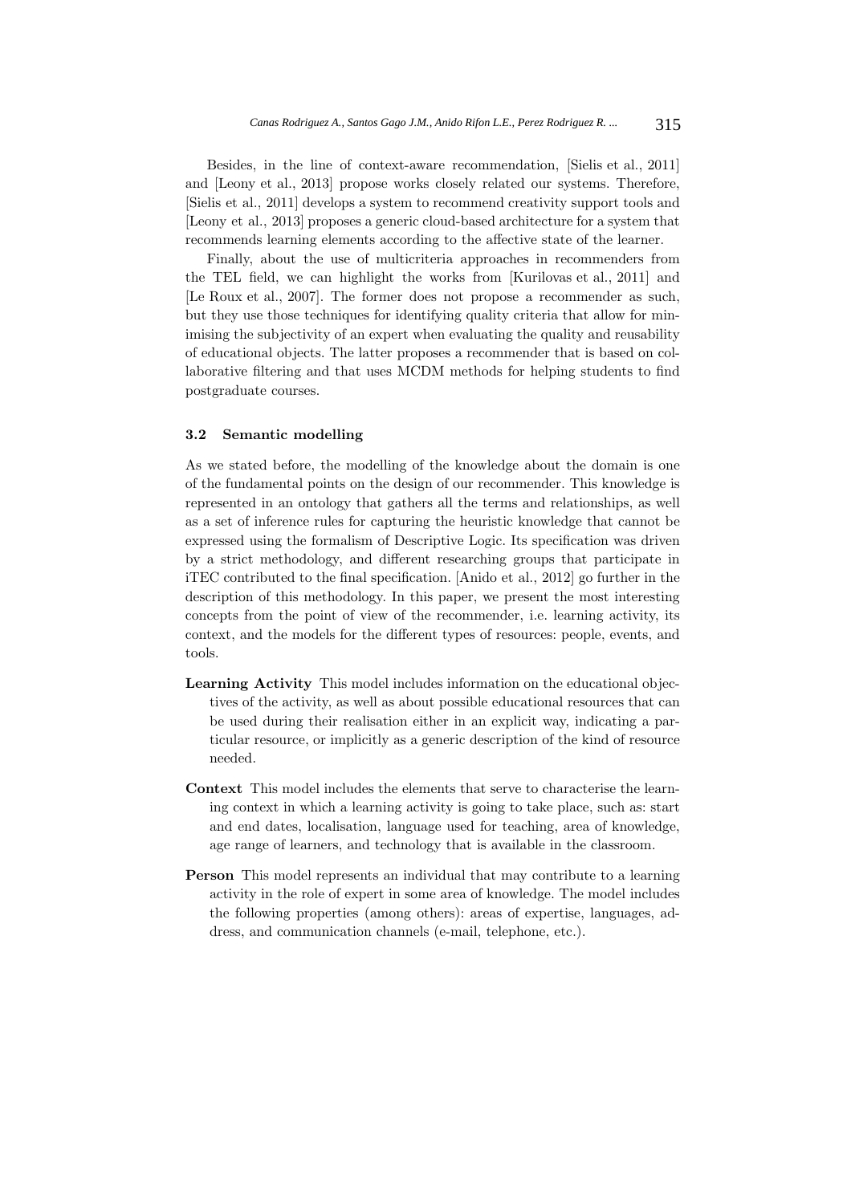Besides, in the line of context-aware recommendation, [Sielis et al., 2011] and [Leony et al., 2013] propose works closely related our systems. Therefore, [Sielis et al., 2011] develops a system to recommend creativity support tools and [Leony et al., 2013] proposes a generic cloud-based architecture for a system that recommends learning elements according to the affective state of the learner.

Finally, about the use of multicriteria approaches in recommenders from the TEL field, we can highlight the works from [Kurilovas et al., 2011] and [Le Roux et al., 2007]. The former does not propose a recommender as such, but they use those techniques for identifying quality criteria that allow for minimising the subjectivity of an expert when evaluating the quality and reusability of educational objects. The latter proposes a recommender that is based on collaborative filtering and that uses MCDM methods for helping students to find postgraduate courses.

### 3.2 Semantic modelling

As we stated before, the modelling of the knowledge about the domain is one of the fundamental points on the design of our recommender. This knowledge is represented in an ontology that gathers all the terms and relationships, as well as a set of inference rules for capturing the heuristic knowledge that cannot be expressed using the formalism of Descriptive Logic. Its specification was driven by a strict methodology, and different researching groups that participate in iTEC contributed to the final specification. [Anido et al., 2012] go further in the description of this methodology. In this paper, we present the most interesting concepts from the point of view of the recommender, i.e. learning activity, its context, and the models for the different types of resources: people, events, and tools.

- **Learning Activity** This model includes information on the educational objectives of the activity, as well as about possible educational resources that can be used during their realisation either in an explicit way, indicating a particular resource, or implicitly as a generic description of the kind of resource needed.
- **Context** This model includes the elements that serve to characterise the learning context in which a learning activity is going to take place, such as: start and end dates, localisation, language used for teaching, area of knowledge, age range of learners, and technology that is available in the classroom.
- **Person** This model represents an individual that may contribute to a learning activity in the role of expert in some area of knowledge. The model includes the following properties (among others): areas of expertise, languages, address, and communication channels (e-mail, telephone, etc.).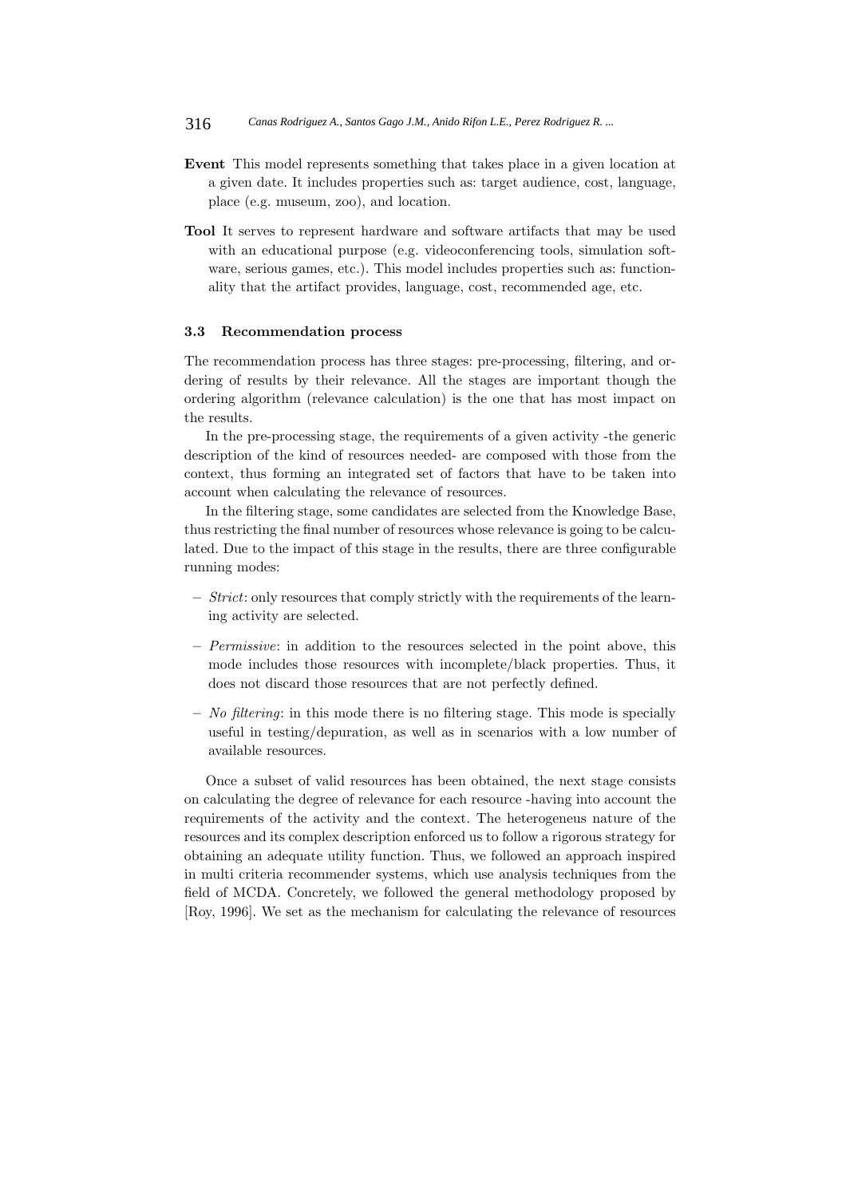**Event** This model represents something that takes place in a given location at a given date. It includes properties such as: target audience, cost, language, place (e.g. museum, zoo), and location.

**Tool** It serves to represent hardware and software artifacts that may be used with an educational purpose (e.g. videoconferencing tools, simulation software, serious games, etc.). This model includes properties such as: functionality that the artifact provides, language, cost, recommended age, etc.

### 3.3 Recommendation process

The recommendation process has three stages: pre-processing, filtering, and ordering of results by their relevance. All the stages are important though the ordering algorithm (relevance calculation) is the one that has most impact on the results.

In the pre-processing stage, the requirements of a given activity -the generic description of the kind of resources needed- are composed with those from the context, thus forming an integrated set of factors that have to be taken into account when calculating the relevance of resources.

In the filtering stage, some candidates are selected from the Knowledge Base, thus restricting the final number of resources whose relevance is going to be calculated. Due to the impact of this stage in the results, there are three configurable running modes:

- *Strict*: only resources that comply strictly with the requirements of the learning activity are selected.
- *Permissive*: in addition to the resources selected in the point above, this mode includes those resources with incomplete/black properties. Thus, it does not discard those resources that are not perfectly defined.
- *No filtering*: in this mode there is no filtering stage. This mode is specially useful in testing/depuration, as well as in scenarios with a low number of available resources.

Once a subset of valid resources has been obtained, the next stage consists on calculating the degree of relevance for each resource -having into account the requirements of the activity and the context. The heterogeneous nature of the resources and its complex description enforced us to follow a rigorous strategy for obtaining an adequate utility function. Thus, we followed an approach inspired in multi criteria recommender systems, which use analysis techniques from the field of MCDA. Concretely, we followed the general methodology proposed by [Roy, 1996]. We set as the mechanism for calculating the relevance of resources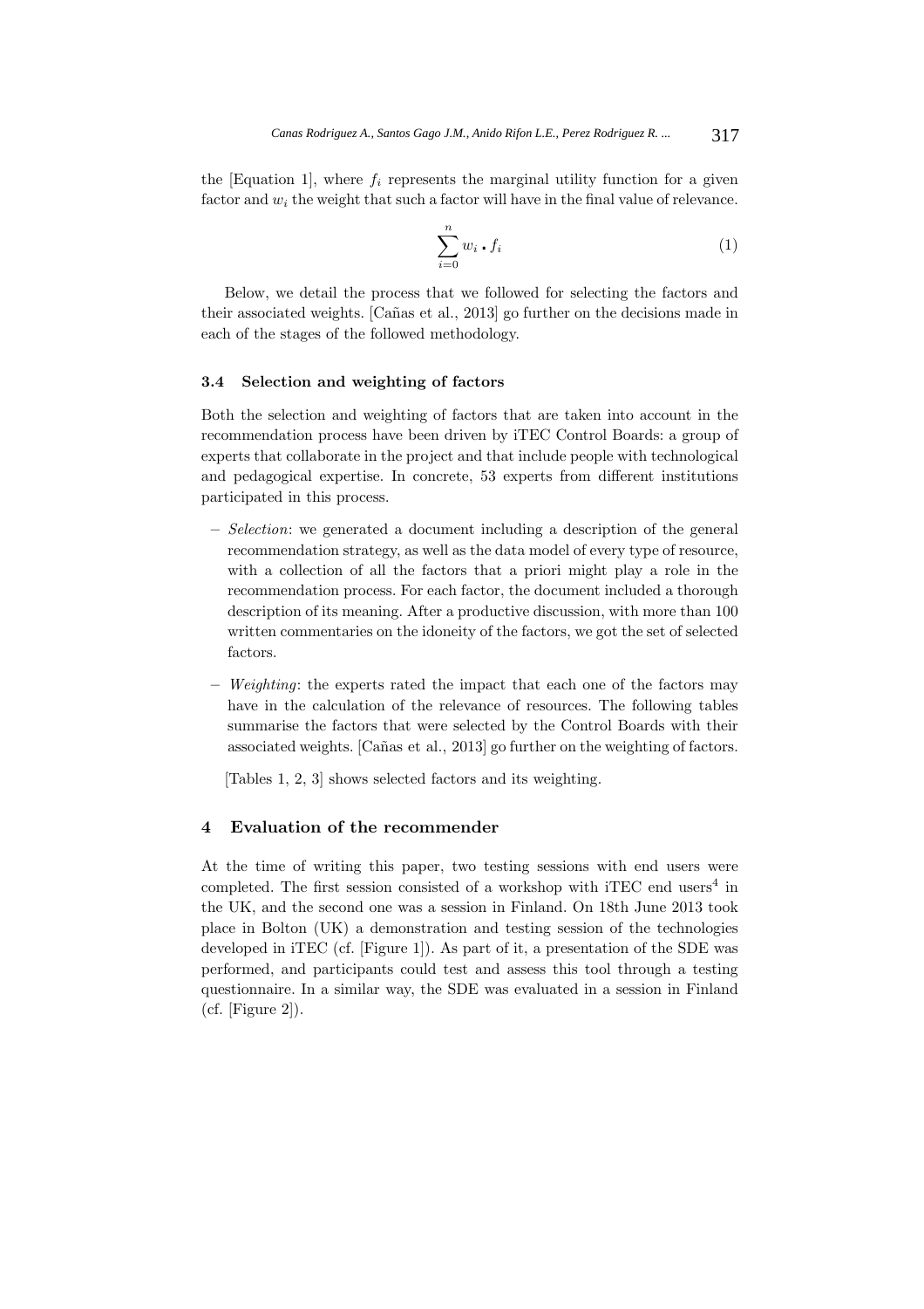the [Equation 1], where $f_i$ represents the marginal utility function for a given factor and $w_i$ the weight that such a factor will have in the final value of relevance.

$$\sum_{i=0}^{n} w_i \cdot f_i \tag{1}$$

Below, we detail the process that we followed for selecting the factors and their associated weights. [Cañas et al., 2013] go further on the decisions made in each of the stages of the followed methodology.

### 3.4 Selection and weighting of factors

Both the selection and weighting of factors that are taken into account in the recommendation process have been driven by iTEC Control Boards: a group of experts that collaborate in the project and that include people with technological and pedagogical expertise. In concrete, 53 experts from different institutions participated in this process.

- *Selection*: we generated a document including a description of the general recommendation strategy, as well as the data model of every type of resource, with a collection of all the factors that a priori might play a role in the recommendation process. For each factor, the document included a thorough description of its meaning. After a productive discussion, with more than 100 written commentaries on the idoneity of the factors, we got the set of selected factors.
- *Weighting*: the experts rated the impact that each one of the factors may have in the calculation of the relevance of resources. The following tables summarise the factors that were selected by the Control Boards with their associated weights. [Cañas et al., 2013] go further on the weighting of factors.

  [Tables 1, 2, 3] shows selected factors and its weighting.

## 4 Evaluation of the recommender

At the time of writing this paper, two testing sessions with end users were completed. The first session consisted of a workshop with iTEC end users[4] in the UK, and the second one was a session in Finland. On 18th June 2013 took place in Bolton (UK) a demonstration and testing session of the technologies developed in iTEC (cf. [Figure 1]). As part of it, a presentation of the SDE was performed, and participants could test and assess this tool through a testing questionnaire. In a similar way, the SDE was evaluated in a session in Finland (cf. [Figure 2]).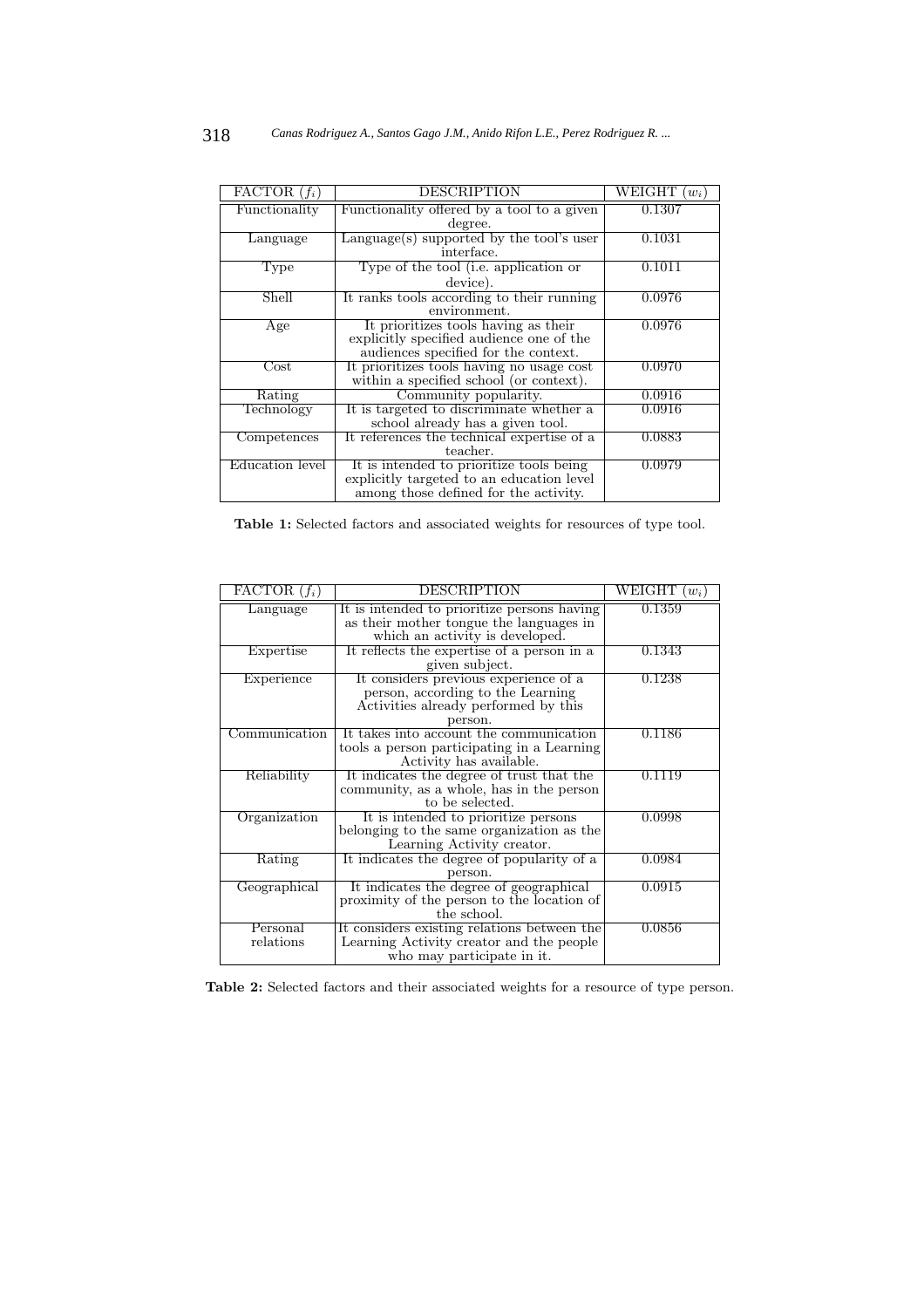| FACTOR ($f_i$) | DESCRIPTION | WEIGHT ($w_i$) |
|---|---|---|
| Functionality | Functionality offered by a tool to a given degree. | 0.1307 |
| Language | Language(s) supported by the tool's user interface. | 0.1031 |
| Type | Type of the tool (i.e. application or device). | 0.1011 |
| Shell | It ranks tools according to their running environment. | 0.0976 |
| Age | It prioritizes tools having as their explicitly specified audience one of the audiences specified for the context. | 0.0976 |
| Cost | It prioritizes tools having no usage cost within a specified school (or context). | 0.0970 |
| Rating | Community popularity. | 0.0916 |
| Technology | It is targeted to discriminate whether a school already has a given tool. | 0.0916 |
| Competences | It references the technical expertise of a teacher. | 0.0883 |
| Education level | It is intended to prioritize tools being explicitly targeted to an education level among those defined for the activity. | 0.0979 |

**Table 1:** Selected factors and associated weights for resources of type tool.

| FACTOR ($f_i$) | DESCRIPTION | WEIGHT ($w_i$) |
|---|---|---|
| Language | It is intended to prioritize persons having as their mother tongue the languages in which an activity is developed. | 0.1359 |
| Expertise | It reflects the expertise of a person in a given subject. | 0.1343 |
| Experience | It considers previous experience of a person, according to the Learning Activities already performed by this person. | 0.1238 |
| Communication | It takes into account the communication tools a person participating in a Learning Activity has available. | 0.1186 |
| Reliability | It indicates the degree of trust that the community, as a whole, has in the person to be selected. | 0.1119 |
| Organization | It is intended to prioritize persons belonging to the same organization as the Learning Activity creator. | 0.0998 |
| Rating | It indicates the degree of popularity of a person. | 0.0984 |
| Geographical | It indicates the degree of geographical proximity of the person to the location of the school. | 0.0915 |
| Personal relations | It considers existing relations between the Learning Activity creator and the people who may participate in it. | 0.0856 |

**Table 2:** Selected factors and their associated weights for a resource of type person.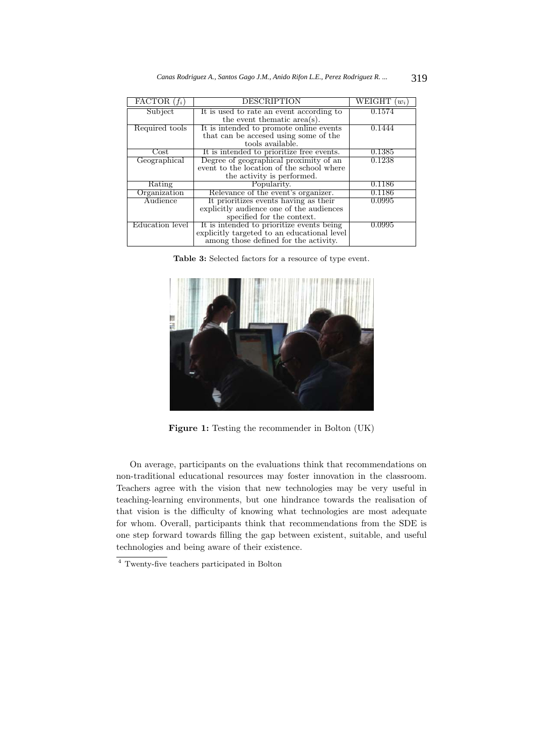| FACTOR ($f_i$) | DESCRIPTION | WEIGHT ($w_i$) |
| --- | --- | --- |
| Subject | It is used to rate an event according to the event thematic area(s). | 0.1574 |
| Required tools | It is intended to promote online events that can be accesed using some of the tools available. | 0.1444 |
| Cost | It is intended to prioritize free events. | 0.1385 |
| Geographical | Degree of geographical proximity of an event to the location of the school where the activity is performed. | 0.1238 |
| Rating | Popularity. | 0.1186 |
| Organization | Relevance of the event's organizer. | 0.1186 |
| Audience | It prioritizes events having as their explicitly audience one of the audiences specified for the context. | 0.0995 |
| Education level | It is intended to prioritize events being explicitly targeted to an educational level among those defined for the activity. | 0.0995 |

**Table 3:** Selected factors for a resource of type event.

**Figure 1:** Testing the recommender in Bolton (UK)

On average, participants on the evaluations think that recommendations on non-traditional educational resources may foster innovation in the classroom. Teachers agree with the vision that new technologies may be very useful in teaching-learning environments, but one hindrance towards the realisation of that vision is the difficulty of knowing what technologies are most adequate for whom. Overall, participants think that recommendations from the SDE is one step forward towards filling the gap between existent, suitable, and useful technologies and being aware of their existence.

[4] Twenty-five teachers participated in Bolton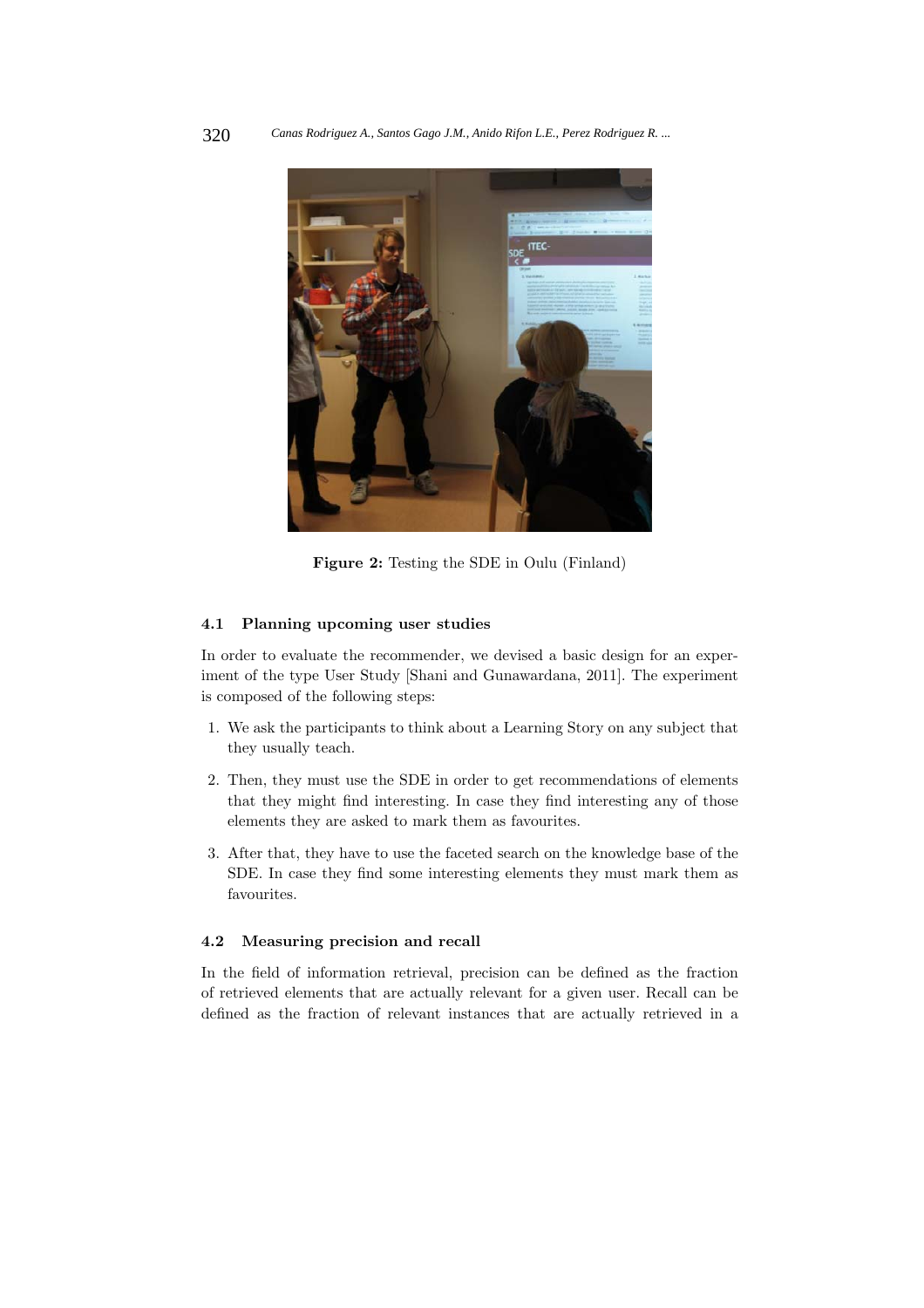**Figure 2:** Testing the SDE in Oulu (Finland)

### 4.1 Planning upcoming user studies

In order to evaluate the recommender, we devised a basic design for an experiment of the type User Study [Shani and Gunawardana, 2011]. The experiment is composed of the following steps:

1. We ask the participants to think about a Learning Story on any subject that they usually teach.
2. Then, they must use the SDE in order to get recommendations of elements that they might find interesting. In case they find interesting any of those elements they are asked to mark them as favourites.
3. After that, they have to use the faceted search on the knowledge base of the SDE. In case they find some interesting elements they must mark them as favourites.

### 4.2 Measuring precision and recall

In the field of information retrieval, precision can be defined as the fraction of retrieved elements that are actually relevant for a given user. Recall can be defined as the fraction of relevant instances that are actually retrieved in a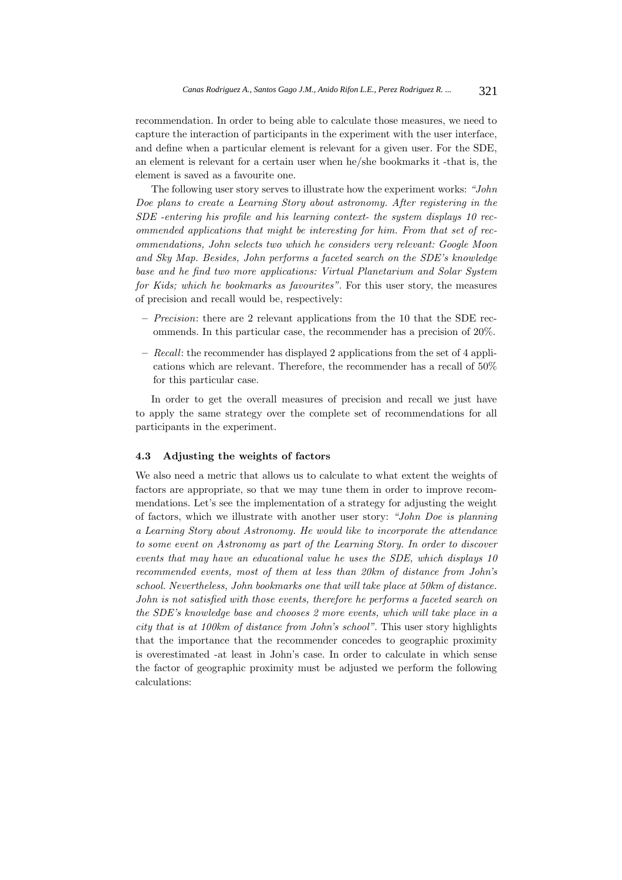recommendation. In order to being able to calculate those measures, we need to capture the interaction of participants in the experiment with the user interface, and define when a particular element is relevant for a given user. For the SDE, an element is relevant for a certain user when he/she bookmarks it -that is, the element is saved as a favourite one.

The following user story serves to illustrate how the experiment works: *"John Doe plans to create a Learning Story about astronomy. After registering in the SDE -entering his profile and his learning context- the system displays 10 recommended applications that might be interesting for him. From that set of recommendations, John selects two which he considers very relevant: Google Moon and Sky Map. Besides, John performs a faceted search on the SDE's knowledge base and he find two more applications: Virtual Planetarium and Solar System for Kids; which he bookmarks as favourites"*. For this user story, the measures of precision and recall would be, respectively:

- *Precision*: there are 2 relevant applications from the 10 that the SDE recommends. In this particular case, the recommender has a precision of 20%.
- *Recall*: the recommender has displayed 2 applications from the set of 4 applications which are relevant. Therefore, the recommender has a recall of 50% for this particular case.

In order to get the overall measures of precision and recall we just have to apply the same strategy over the complete set of recommendations for all participants in the experiment.

### 4.3 Adjusting the weights of factors

We also need a metric that allows us to calculate to what extent the weights of factors are appropriate, so that we may tune them in order to improve recommendations. Let's see the implementation of a strategy for adjusting the weight of factors, which we illustrate with another user story: *"John Doe is planning a Learning Story about Astronomy. He would like to incorporate the attendance to some event on Astronomy as part of the Learning Story. In order to discover events that may have an educational value he uses the SDE, which displays 10 recommended events, most of them at less than 20km of distance from John's school. Nevertheless, John bookmarks one that will take place at 50km of distance. John is not satisfied with those events, therefore he performs a faceted search on the SDE's knowledge base and chooses 2 more events, which will take place in a city that is at 100km of distance from John's school"*. This user story highlights that the importance that the recommender concedes to geographic proximity is overestimated -at least in John's case. In order to calculate in which sense the factor of geographic proximity must be adjusted we perform the following calculations: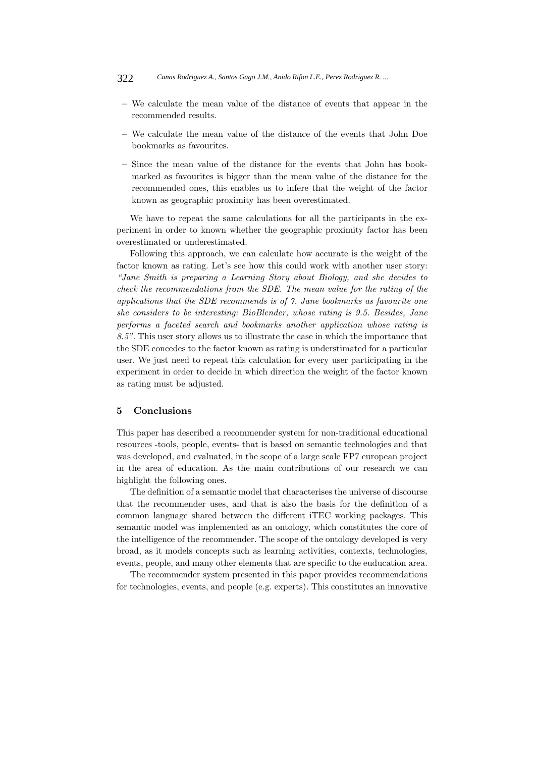- We calculate the mean value of the distance of events that appear in the recommended results.
- We calculate the mean value of the distance of the events that John Doe bookmarks as favourites.
- Since the mean value of the distance for the events that John has bookmarked as favourites is bigger than the mean value of the distance for the recommended ones, this enables us to infere that the weight of the factor known as geographic proximity has been overestimated.

We have to repeat the same calculations for all the participants in the experiment in order to known whether the geographic proximity factor has been overestimated or underestimated.

Following this approach, we can calculate how accurate is the weight of the factor known as rating. Let's see how this could work with another user story: *"Jane Smith is preparing a Learning Story about Biology, and she decides to check the recommendations from the SDE. The mean value for the rating of the applications that the SDE recommends is of 7. Jane bookmarks as favourite one she considers to be interesting: BioBlender, whose rating is 9.5. Besides, Jane performs a faceted search and bookmarks another application whose rating is 8.5"*. This user story allows us to illustrate the case in which the importance that the SDE concedes to the factor known as rating is understimated for a particular user. We just need to repeat this calculation for every user participating in the experiment in order to decide in which direction the weight of the factor known as rating must be adjusted.

## 5 Conclusions

This paper has described a recommender system for non-traditional educational resources -tools, people, events- that is based on semantic technologies and that was developed, and evaluated, in the scope of a large scale FP7 european project in the area of education. As the main contributions of our research we can highlight the following ones.

The definition of a semantic model that characterises the universe of discourse that the recommender uses, and that is also the basis for the definition of a common language shared between the different iTEC working packages. This semantic model was implemented as an ontology, which constitutes the core of the intelligence of the recommender. The scope of the ontology developed is very broad, as it models concepts such as learning activities, contexts, technologies, events, people, and many other elements that are specific to the euducation area.

The recommender system presented in this paper provides recommendations for technologies, events, and people (e.g. experts). This constitutes an innovative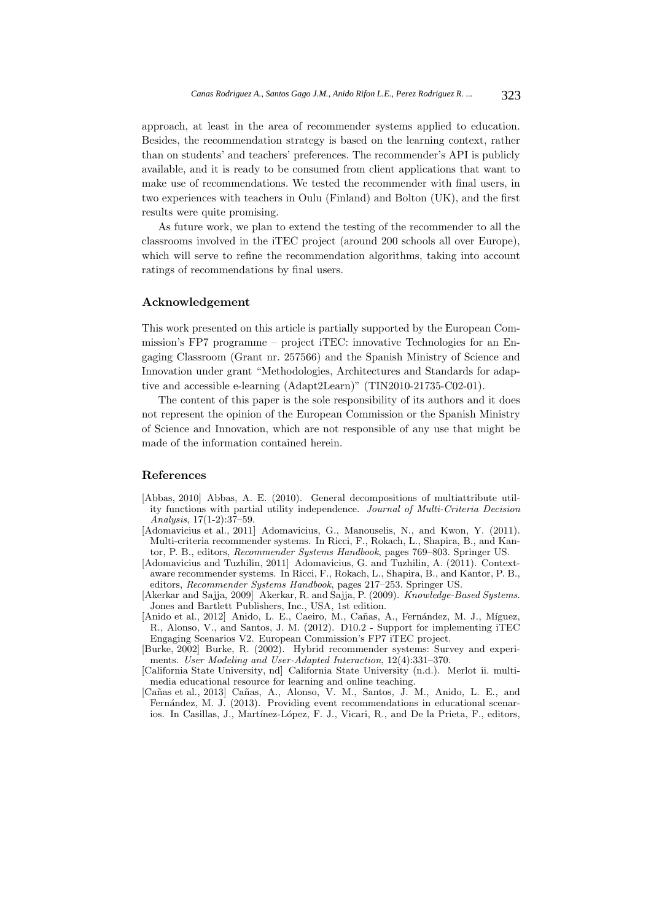approach, at least in the area of recommender systems applied to education. Besides, the recommendation strategy is based on the learning context, rather than on students' and teachers' preferences. The recommender's API is publicly available, and it is ready to be consumed from client applications that want to make use of recommendations. We tested the recommender with final users, in two experiences with teachers in Oulu (Finland) and Bolton (UK), and the first results were quite promising.

As future work, we plan to extend the testing of the recommender to all the classrooms involved in the iTEC project (around 200 schools all over Europe), which will serve to refine the recommendation algorithms, taking into account ratings of recommendations by final users.

## Acknowledgement

This work presented on this article is partially supported by the European Commission's FP7 programme – project iTEC: innovative Technologies for an Engaging Classroom (Grant nr. 257566) and the Spanish Ministry of Science and Innovation under grant "Methodologies, Architectures and Standards for adaptive and accessible e-learning (Adapt2Learn)" (TIN2010-21735-C02-01).

The content of this paper is the sole responsibility of its authors and it does not represent the opinion of the European Commission or the Spanish Ministry of Science and Innovation, which are not responsible of any use that might be made of the information contained herein.

## References

[Abbas, 2010] Abbas, A. E. (2010). General decompositions of multiattribute utility functions with partial utility independence. *Journal of Multi-Criteria Decision Analysis*, 17(1-2):37–59.

[Adomavicius et al., 2011] Adomavicius, G., Manouselis, N., and Kwon, Y. (2011). Multi-criteria recommender systems. In Ricci, F., Rokach, L., Shapira, B., and Kantor, P. B., editors, *Recommender Systems Handbook*, pages 769–803. Springer US.

[Adomavicius and Tuzhilin, 2011] Adomavicius, G. and Tuzhilin, A. (2011). Context-aware recommender systems. In Ricci, F., Rokach, L., Shapira, B., and Kantor, P. B., editors, *Recommender Systems Handbook*, pages 217–253. Springer US.

[Akerkar and Sajja, 2009] Akerkar, R. and Sajja, P. (2009). *Knowledge-Based Systems*. Jones and Bartlett Publishers, Inc., USA, 1st edition.

[Anido et al., 2012] Anido, L. E., Caeiro, M., Cañas, A., Fernández, M. J., Míguez, R., Alonso, V., and Santos, J. M. (2012). D10.2 - Support for implementing iTEC Engaging Scenarios V2. European Commission's FP7 iTEC project.

[Burke, 2002] Burke, R. (2002). Hybrid recommender systems: Survey and experiments. *User Modeling and User-Adapted Interaction*, 12(4):331–370.

[California State University, nd] California State University (n.d.). Merlot ii. multimedia educational resource for learning and online teaching.

[Cañas et al., 2013] Cañas, A., Alonso, V. M., Santos, J. M., Anido, L. E., and Fernández, M. J. (2013). Providing event recommendations in educational scenarios. In Casillas, J., Martínez-López, F. J., Vicari, R., and De la Prieta, F., editors,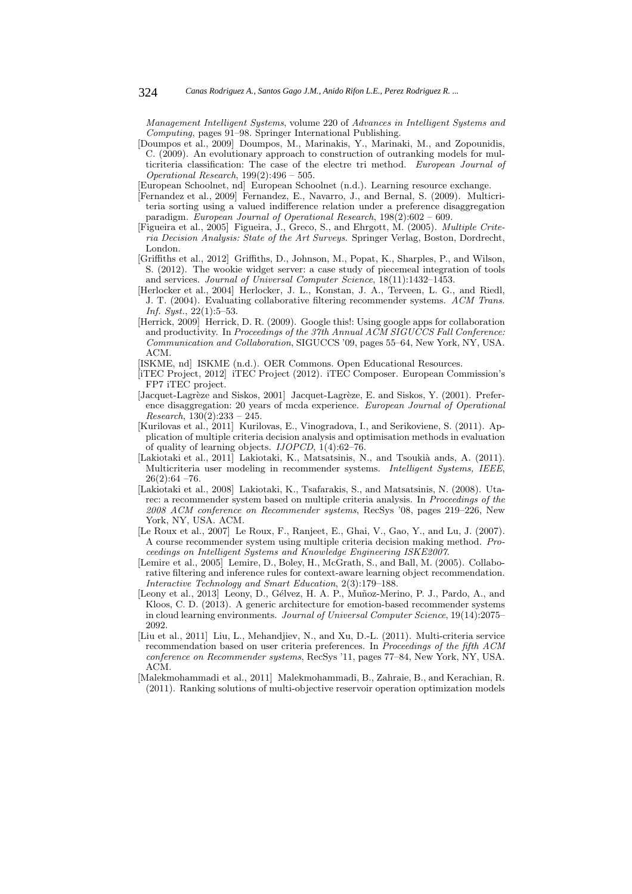*Management Intelligent Systems*, volume 220 of *Advances in Intelligent Systems and Computing*, pages 91–98. Springer International Publishing.

[Doumpos et al., 2009] Doumpos, M., Marinakis, Y., Marinaki, M., and Zopounidis, C. (2009). An evolutionary approach to construction of outranking models for multicriteria classification: The case of the electre tri method. *European Journal of Operational Research*, 199(2):496 – 505.

[European Schoolnet, nd] European Schoolnet (n.d.). Learning resource exchange.

[Fernandez et al., 2009] Fernandez, E., Navarro, J., and Bernal, S. (2009). Multicriteria sorting using a valued indifference relation under a preference disaggregation paradigm. *European Journal of Operational Research*, 198(2):602 – 609.

[Figueira et al., 2005] Figueira, J., Greco, S., and Ehrgott, M. (2005). *Multiple Criteria Decision Analysis: State of the Art Surveys*. Springer Verlag, Boston, Dordrecht, London.

[Griffiths et al., 2012] Griffiths, D., Johnson, M., Popat, K., Sharples, P., and Wilson, S. (2012). The wookie widget server: a case study of piecemeal integration of tools and services. *Journal of Universal Computer Science*, 18(11):1432–1453.

[Herlocker et al., 2004] Herlocker, J. L., Konstan, J. A., Terveen, L. G., and Riedl, J. T. (2004). Evaluating collaborative filtering recommender systems. *ACM Trans. Inf. Syst.*, 22(1):5–53.

[Herrick, 2009] Herrick, D. R. (2009). Google this!: Using google apps for collaboration and productivity. In *Proceedings of the 37th Annual ACM SIGUCCS Fall Conference: Communication and Collaboration*, SIGUCCS '09, pages 55–64, New York, NY, USA. ACM.

[ISKME, nd] ISKME (n.d.). OER Commons. Open Educational Resources.

[iTEC Project, 2012] iTEC Project (2012). iTEC Composer. European Commission's FP7 iTEC project.

[Jacquet-Lagrèze and Siskos, 2001] Jacquet-Lagrèze, E. and Siskos, Y. (2001). Preference disaggregation: 20 years of mcda experience. *European Journal of Operational Research*, 130(2):233 – 245.

[Kurilovas et al., 2011] Kurilovas, E., Vinogradova, I., and Serikoviene, S. (2011). Application of multiple criteria decision analysis and optimisation methods in evaluation of quality of learning objects. *IJOPCD*, 1(4):62–76.

[Lakiotaki et al., 2011] Lakiotaki, K., Matsatsinis, N., and Tsoukià ands, A. (2011). Multicriteria user modeling in recommender systems. *Intelligent Systems, IEEE*, 26(2):64 –76.

[Lakiotaki et al., 2008] Lakiotaki, K., Tsafarakis, S., and Matsatsinis, N. (2008). Utarec: a recommender system based on multiple criteria analysis. In *Proceedings of the 2008 ACM conference on Recommender systems*, RecSys '08, pages 219–226, New York, NY, USA. ACM.

[Le Roux et al., 2007] Le Roux, F., Ranjeet, E., Ghai, V., Gao, Y., and Lu, J. (2007). A course recommender system using multiple criteria decision making method. *Proceedings on Intelligent Systems and Knowledge Engineering ISKE2007*.

[Lemire et al., 2005] Lemire, D., Boley, H., McGrath, S., and Ball, M. (2005). Collaborative filtering and inference rules for context-aware learning object recommendation. *Interactive Technology and Smart Education*, 2(3):179–188.

[Leony et al., 2013] Leony, D., Gélvez, H. A. P., Muñoz-Merino, P. J., Pardo, A., and Kloos, C. D. (2013). A generic architecture for emotion-based recommender systems in cloud learning environments. *Journal of Universal Computer Science*, 19(14):2075–2092.

[Liu et al., 2011] Liu, L., Mehandjiev, N., and Xu, D.-L. (2011). Multi-criteria service recommendation based on user criteria preferences. In *Proceedings of the fifth ACM conference on Recommender systems*, RecSys '11, pages 77–84, New York, NY, USA. ACM.

[Malekmohammadi et al., 2011] Malekmohammadi, B., Zahraie, B., and Kerachian, R. (2011). Ranking solutions of multi-objective reservoir operation optimization models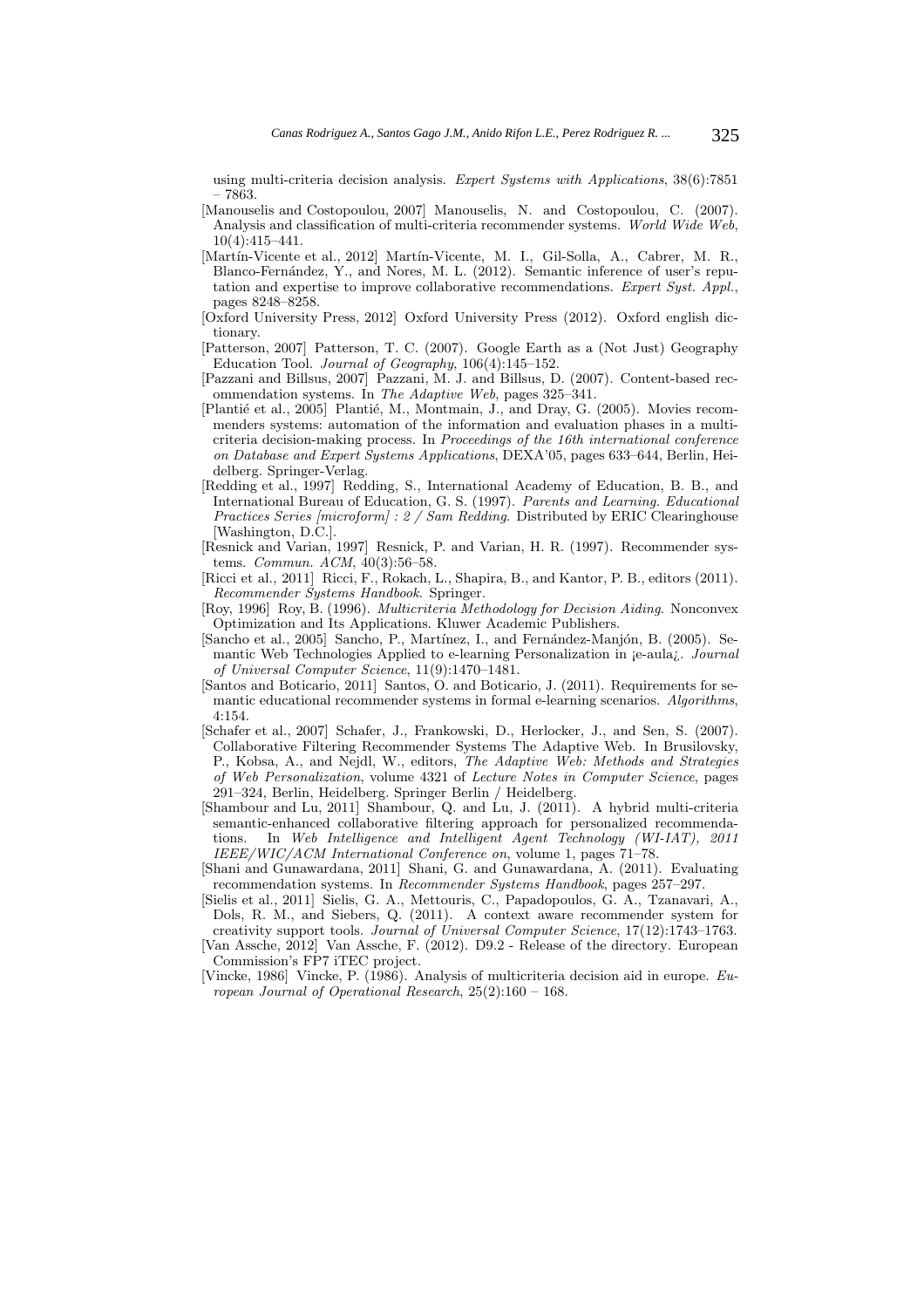using multi-criteria decision analysis. *Expert Systems with Applications*, 38(6):7851 – 7863.

[Manouselis and Costopoulou, 2007] Manouselis, N. and Costopoulou, C. (2007). Analysis and classification of multi-criteria recommender systems. *World Wide Web*, 10(4):415–441.

[Martín-Vicente et al., 2012] Martín-Vicente, M. I., Gil-Solla, A., Cabrer, M. R., Blanco-Fernández, Y., and Nores, M. L. (2012). Semantic inference of user's reputation and expertise to improve collaborative recommendations. *Expert Syst. Appl.*, pages 8248–8258.

[Oxford University Press, 2012] Oxford University Press (2012). Oxford english dictionary.

[Patterson, 2007] Patterson, T. C. (2007). Google Earth as a (Not Just) Geography Education Tool. *Journal of Geography*, 106(4):145–152.

[Pazzani and Billsus, 2007] Pazzani, M. J. and Billsus, D. (2007). Content-based recommendation systems. In *The Adaptive Web*, pages 325–341.

[Plantié et al., 2005] Plantié, M., Montmain, J., and Dray, G. (2005). Movies recommenders systems: automation of the information and evaluation phases in a multi-criteria decision-making process. In *Proceedings of the 16th international conference on Database and Expert Systems Applications*, DEXA'05, pages 633–644, Berlin, Heidelberg. Springer-Verlag.

[Redding et al., 1997] Redding, S., International Academy of Education, B. B., and International Bureau of Education, G. S. (1997). *Parents and Learning. Educational Practices Series [microform] : 2 / Sam Redding*. Distributed by ERIC Clearinghouse [Washington, D.C.].

[Resnick and Varian, 1997] Resnick, P. and Varian, H. R. (1997). Recommender systems. *Commun. ACM*, 40(3):56–58.

[Ricci et al., 2011] Ricci, F., Rokach, L., Shapira, B., and Kantor, P. B., editors (2011). *Recommender Systems Handbook*. Springer.

[Roy, 1996] Roy, B. (1996). *Multicriteria Methodology for Decision Aiding*. Nonconvex Optimization and Its Applications. Kluwer Academic Publishers.

[Sancho et al., 2005] Sancho, P., Martínez, I., and Fernández-Manjón, B. (2005). Semantic Web Technologies Applied to e-learning Personalization in ¡e-aula¿. *Journal of Universal Computer Science*, 11(9):1470–1481.

[Santos and Boticario, 2011] Santos, O. and Boticario, J. (2011). Requirements for semantic educational recommender systems in formal e-learning scenarios. *Algorithms*, 4:154.

[Schafer et al., 2007] Schafer, J., Frankowski, D., Herlocker, J., and Sen, S. (2007). Collaborative Filtering Recommender Systems The Adaptive Web. In Brusilovsky, P., Kobsa, A., and Nejdl, W., editors, *The Adaptive Web: Methods and Strategies of Web Personalization*, volume 4321 of *Lecture Notes in Computer Science*, pages 291–324, Berlin, Heidelberg. Springer Berlin / Heidelberg.

[Shambour and Lu, 2011] Shambour, Q. and Lu, J. (2011). A hybrid multi-criteria semantic-enhanced collaborative filtering approach for personalized recommendations. In *Web Intelligence and Intelligent Agent Technology (WI-IAT), 2011 IEEE/WIC/ACM International Conference on*, volume 1, pages 71–78.

[Shani and Gunawardana, 2011] Shani, G. and Gunawardana, A. (2011). Evaluating recommendation systems. In *Recommender Systems Handbook*, pages 257–297.

[Sielis et al., 2011] Sielis, G. A., Mettouris, C., Papadopoulos, G. A., Tzanavari, A., Dols, R. M., and Siebers, Q. (2011). A context aware recommender system for creativity support tools. *Journal of Universal Computer Science*, 17(12):1743–1763.

[Van Assche, 2012] Van Assche, F. (2012). D9.2 - Release of the directory. European Commission's FP7 iTEC project.

[Vincke, 1986] Vincke, P. (1986). Analysis of multicriteria decision aid in europe. *European Journal of Operational Research*, 25(2):160 – 168.